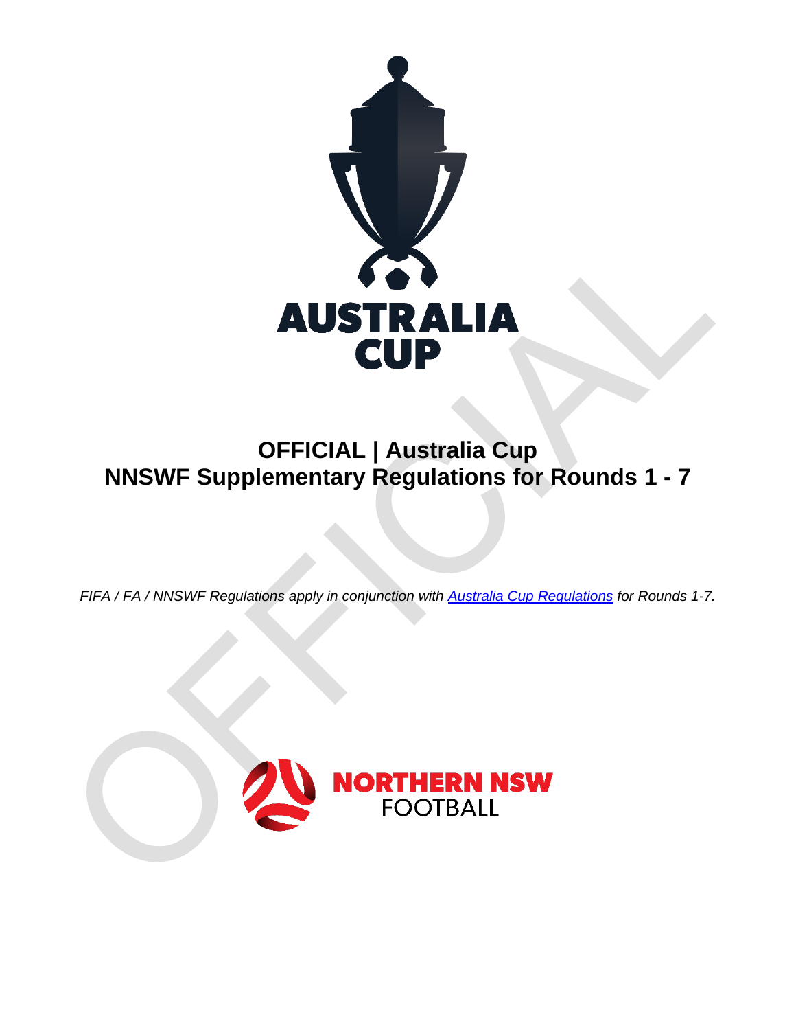# OFFICIAL | Australia Cup
# NNSWF Supplementary Regulations for Rounds 1 - 7

*FIFA / FA / NNSWF Regulations apply in conjunction with [Australia Cup Regulations] for Rounds 1-7.*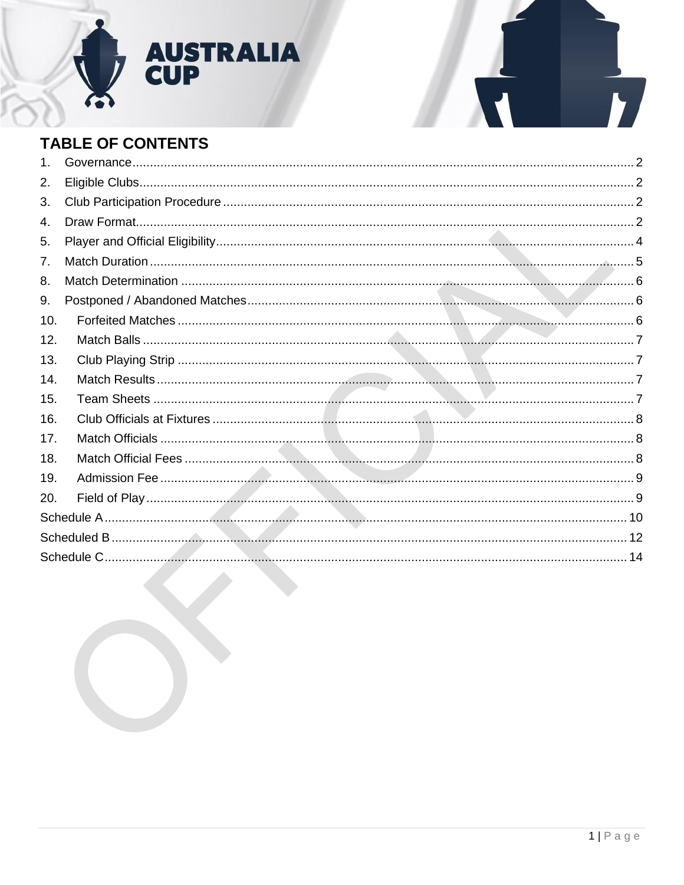## TABLE OF CONTENTS

1. Governance ........ 2
2. Eligible Clubs ........ 2
3. Club Participation Procedure ........ 2
4. Draw Format ........ 2
5. Player and Official Eligibility ........ 4
7. Match Duration ........ 5
8. Match Determination ........ 6
9. Postponed / Abandoned Matches ........ 6
10. Forfeited Matches ........ 6
12. Match Balls ........ 7
13. Club Playing Strip ........ 7
14. Match Results ........ 7
15. Team Sheets ........ 7
16. Club Officials at Fixtures ........ 8
17. Match Officials ........ 8
18. Match Official Fees ........ 8
19. Admission Fee ........ 9
20. Field of Play ........ 9

Schedule A ........ 10

Scheduled B ........ 12

Schedule C ........ 14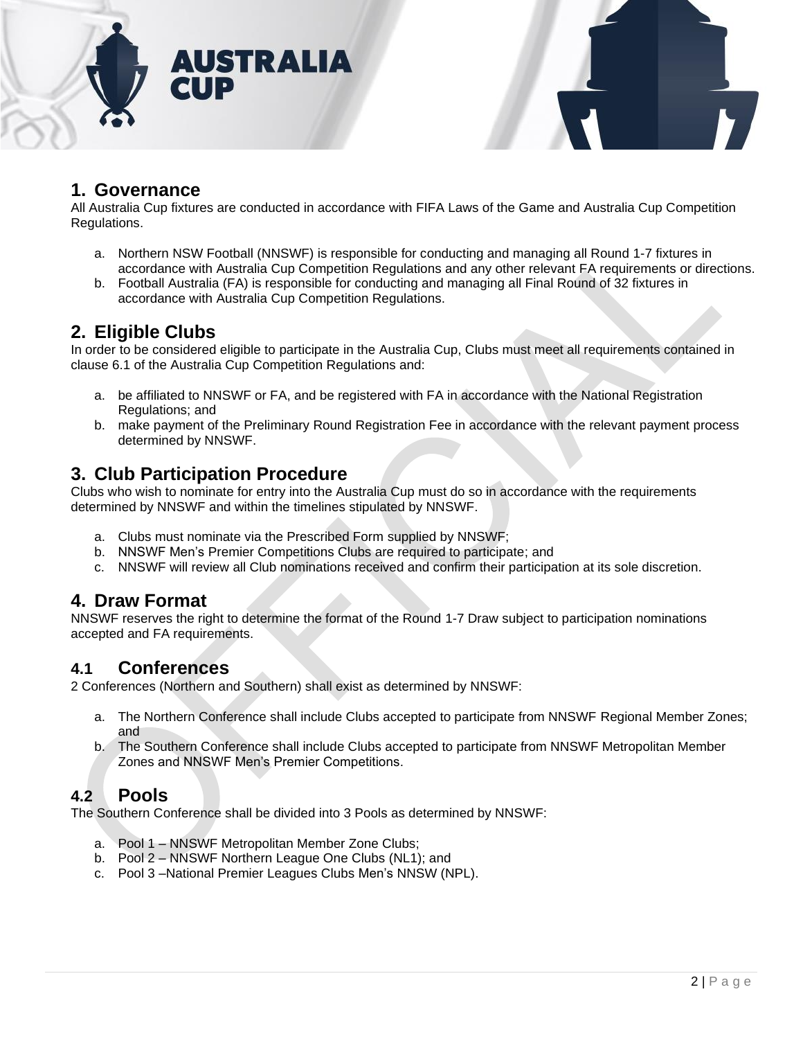## 1. Governance

All Australia Cup fixtures are conducted in accordance with FIFA Laws of the Game and Australia Cup Competition Regulations.

a. Northern NSW Football (NNSWF) is responsible for conducting and managing all Round 1-7 fixtures in accordance with Australia Cup Competition Regulations and any other relevant FA requirements or directions.
b. Football Australia (FA) is responsible for conducting and managing all Final Round of 32 fixtures in accordance with Australia Cup Competition Regulations.

## 2. Eligible Clubs

In order to be considered eligible to participate in the Australia Cup, Clubs must meet all requirements contained in clause 6.1 of the Australia Cup Competition Regulations and:

a. be affiliated to NNSWF or FA, and be registered with FA in accordance with the National Registration Regulations; and
b. make payment of the Preliminary Round Registration Fee in accordance with the relevant payment process determined by NNSWF.

## 3. Club Participation Procedure

Clubs who wish to nominate for entry into the Australia Cup must do so in accordance with the requirements determined by NNSWF and within the timelines stipulated by NNSWF.

a. Clubs must nominate via the Prescribed Form supplied by NNSWF;
b. NNSWF Men's Premier Competitions Clubs are required to participate; and
c. NNSWF will review all Club nominations received and confirm their participation at its sole discretion.

## 4. Draw Format

NNSWF reserves the right to determine the format of the Round 1-7 Draw subject to participation nominations accepted and FA requirements.

### 4.1 Conferences

2 Conferences (Northern and Southern) shall exist as determined by NNSWF:

a. The Northern Conference shall include Clubs accepted to participate from NNSWF Regional Member Zones; and
b. The Southern Conference shall include Clubs accepted to participate from NNSWF Metropolitan Member Zones and NNSWF Men's Premier Competitions.

### 4.2 Pools

The Southern Conference shall be divided into 3 Pools as determined by NNSWF:

a. Pool 1 – NNSWF Metropolitan Member Zone Clubs;
b. Pool 2 – NNSWF Northern League One Clubs (NL1); and
c. Pool 3 –National Premier Leagues Clubs Men's NNSW (NPL).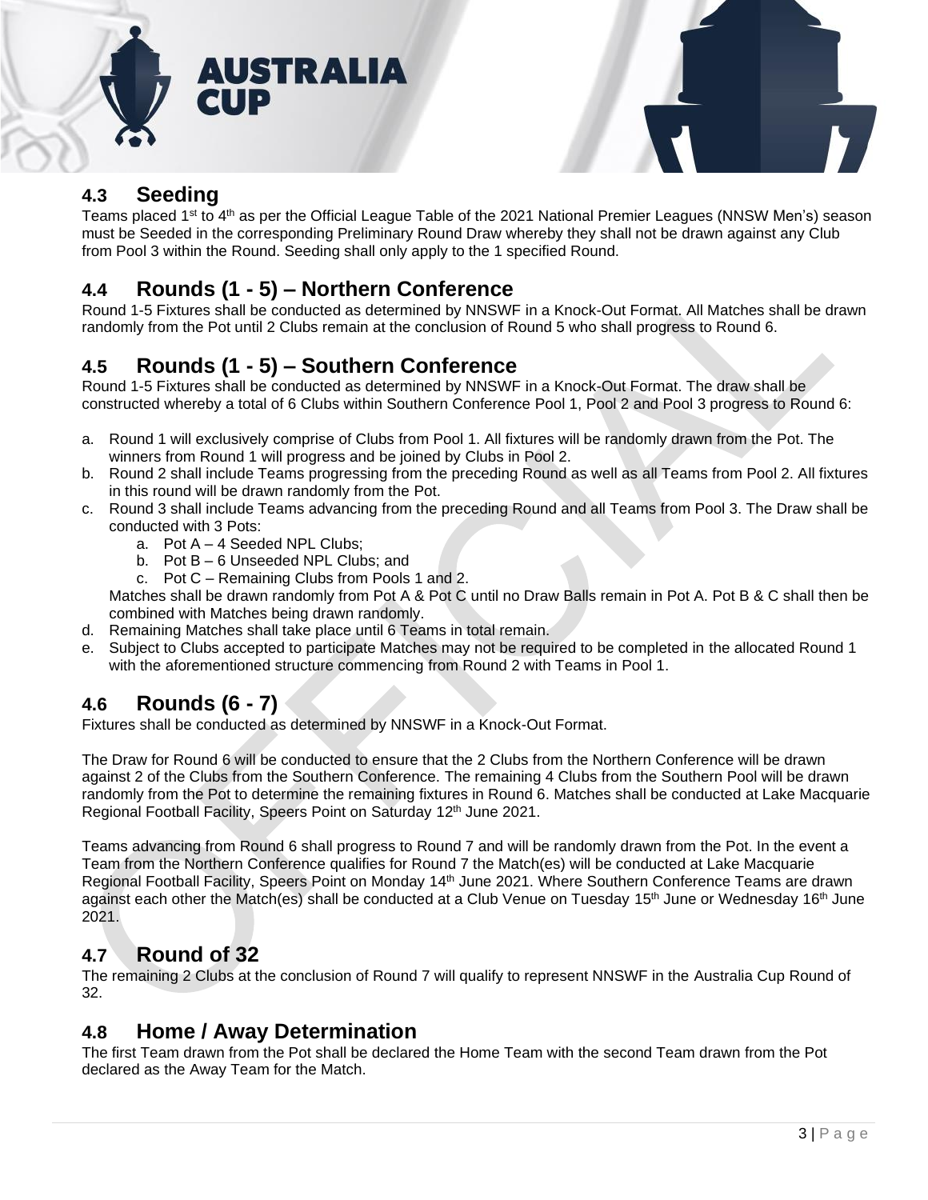## 4.3 Seeding

Teams placed 1st to 4th as per the Official League Table of the 2021 National Premier Leagues (NNSW Men's) season must be Seeded in the corresponding Preliminary Round Draw whereby they shall not be drawn against any Club from Pool 3 within the Round. Seeding shall only apply to the 1 specified Round.

## 4.4 Rounds (1 - 5) – Northern Conference

Round 1-5 Fixtures shall be conducted as determined by NNSWF in a Knock-Out Format. All Matches shall be drawn randomly from the Pot until 2 Clubs remain at the conclusion of Round 5 who shall progress to Round 6.

## 4.5 Rounds (1 - 5) – Southern Conference

Round 1-5 Fixtures shall be conducted as determined by NNSWF in a Knock-Out Format. The draw shall be constructed whereby a total of 6 Clubs within Southern Conference Pool 1, Pool 2 and Pool 3 progress to Round 6:

a. Round 1 will exclusively comprise of Clubs from Pool 1. All fixtures will be randomly drawn from the Pot. The winners from Round 1 will progress and be joined by Clubs in Pool 2.
b. Round 2 shall include Teams progressing from the preceding Round as well as all Teams from Pool 2. All fixtures in this round will be drawn randomly from the Pot.
c. Round 3 shall include Teams advancing from the preceding Round and all Teams from Pool 3. The Draw shall be conducted with 3 Pots:
   a. Pot A – 4 Seeded NPL Clubs;
   b. Pot B – 6 Unseeded NPL Clubs; and
   c. Pot C – Remaining Clubs from Pools 1 and 2.

   Matches shall be drawn randomly from Pot A & Pot C until no Draw Balls remain in Pot A. Pot B & C shall then be combined with Matches being drawn randomly.
d. Remaining Matches shall take place until 6 Teams in total remain.
e. Subject to Clubs accepted to participate Matches may not be required to be completed in the allocated Round 1 with the aforementioned structure commencing from Round 2 with Teams in Pool 1.

## 4.6 Rounds (6 - 7)

Fixtures shall be conducted as determined by NNSWF in a Knock-Out Format.

The Draw for Round 6 will be conducted to ensure that the 2 Clubs from the Northern Conference will be drawn against 2 of the Clubs from the Southern Conference. The remaining 4 Clubs from the Southern Pool will be drawn randomly from the Pot to determine the remaining fixtures in Round 6. Matches shall be conducted at Lake Macquarie Regional Football Facility, Speers Point on Saturday 12th June 2021.

Teams advancing from Round 6 shall progress to Round 7 and will be randomly drawn from the Pot. In the event a Team from the Northern Conference qualifies for Round 7 the Match(es) will be conducted at Lake Macquarie Regional Football Facility, Speers Point on Monday 14th June 2021. Where Southern Conference Teams are drawn against each other the Match(es) shall be conducted at a Club Venue on Tuesday 15th June or Wednesday 16th June 2021.

## 4.7 Round of 32

The remaining 2 Clubs at the conclusion of Round 7 will qualify to represent NNSWF in the Australia Cup Round of 32.

## 4.8 Home / Away Determination

The first Team drawn from the Pot shall be declared the Home Team with the second Team drawn from the Pot declared as the Away Team for the Match.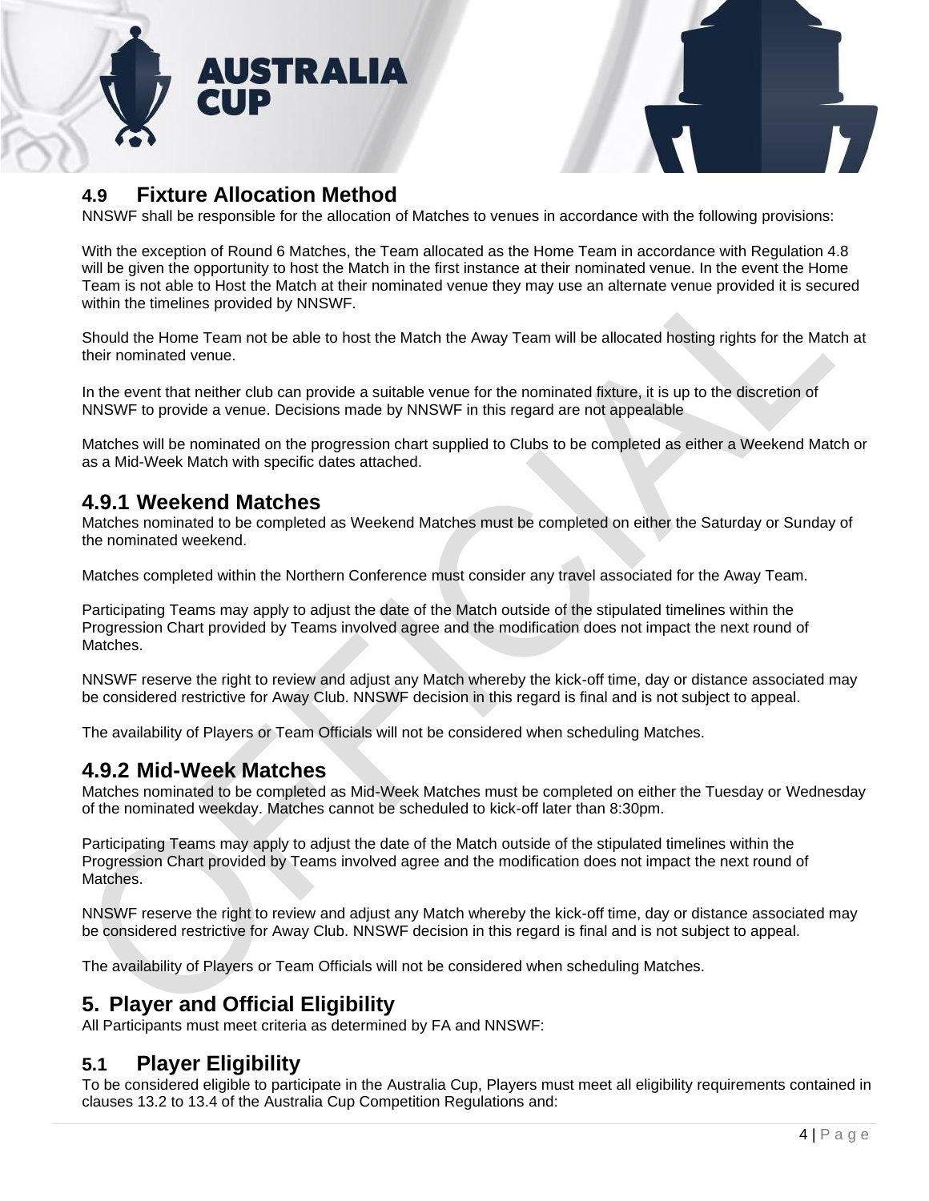## 4.9 Fixture Allocation Method

NNSWF shall be responsible for the allocation of Matches to venues in accordance with the following provisions:

With the exception of Round 6 Matches, the Team allocated as the Home Team in accordance with Regulation 4.8 will be given the opportunity to host the Match in the first instance at their nominated venue. In the event the Home Team is not able to Host the Match at their nominated venue they may use an alternate venue provided it is secured within the timelines provided by NNSWF.

Should the Home Team not be able to host the Match the Away Team will be allocated hosting rights for the Match at their nominated venue.

In the event that neither club can provide a suitable venue for the nominated fixture, it is up to the discretion of NNSWF to provide a venue. Decisions made by NNSWF in this regard are not appealable

Matches will be nominated on the progression chart supplied to Clubs to be completed as either a Weekend Match or as a Mid-Week Match with specific dates attached.

### 4.9.1 Weekend Matches

Matches nominated to be completed as Weekend Matches must be completed on either the Saturday or Sunday of the nominated weekend.

Matches completed within the Northern Conference must consider any travel associated for the Away Team.

Participating Teams may apply to adjust the date of the Match outside of the stipulated timelines within the Progression Chart provided by Teams involved agree and the modification does not impact the next round of Matches.

NNSWF reserve the right to review and adjust any Match whereby the kick-off time, day or distance associated may be considered restrictive for Away Club. NNSWF decision in this regard is final and is not subject to appeal.

The availability of Players or Team Officials will not be considered when scheduling Matches.

### 4.9.2 Mid-Week Matches

Matches nominated to be completed as Mid-Week Matches must be completed on either the Tuesday or Wednesday of the nominated weekday. Matches cannot be scheduled to kick-off later than 8:30pm.

Participating Teams may apply to adjust the date of the Match outside of the stipulated timelines within the Progression Chart provided by Teams involved agree and the modification does not impact the next round of Matches.

NNSWF reserve the right to review and adjust any Match whereby the kick-off time, day or distance associated may be considered restrictive for Away Club. NNSWF decision in this regard is final and is not subject to appeal.

The availability of Players or Team Officials will not be considered when scheduling Matches.

# 5. Player and Official Eligibility

All Participants must meet criteria as determined by FA and NNSWF:

## 5.1 Player Eligibility

To be considered eligible to participate in the Australia Cup, Players must meet all eligibility requirements contained in clauses 13.2 to 13.4 of the Australia Cup Competition Regulations and: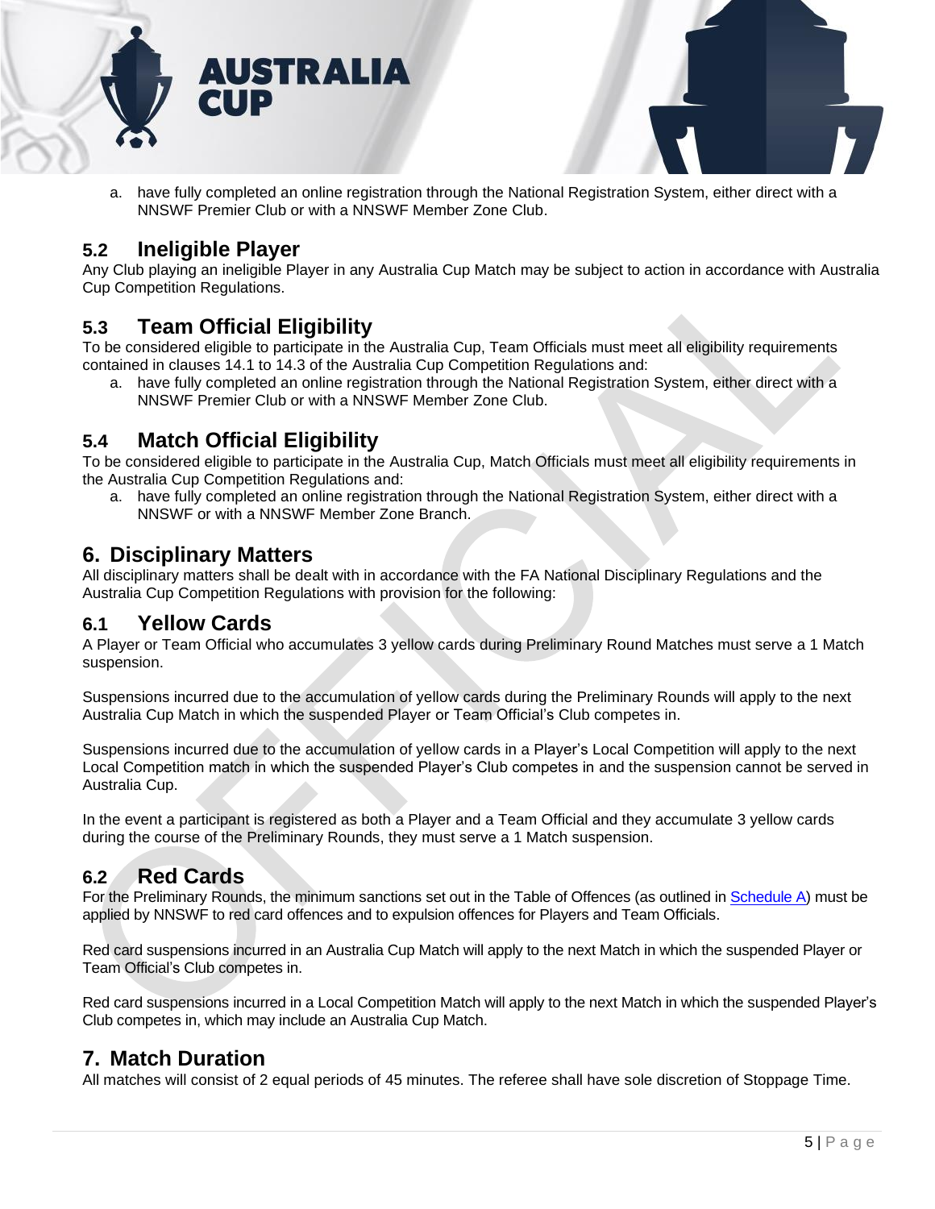a. have fully completed an online registration through the National Registration System, either direct with a NNSWF Premier Club or with a NNSWF Member Zone Club.

## 5.2 Ineligible Player

Any Club playing an ineligible Player in any Australia Cup Match may be subject to action in accordance with Australia Cup Competition Regulations.

## 5.3 Team Official Eligibility

To be considered eligible to participate in the Australia Cup, Team Officials must meet all eligibility requirements contained in clauses 14.1 to 14.3 of the Australia Cup Competition Regulations and:

a. have fully completed an online registration through the National Registration System, either direct with a NNSWF Premier Club or with a NNSWF Member Zone Club.

## 5.4 Match Official Eligibility

To be considered eligible to participate in the Australia Cup, Match Officials must meet all eligibility requirements in the Australia Cup Competition Regulations and:

a. have fully completed an online registration through the National Registration System, either direct with a NNSWF or with a NNSWF Member Zone Branch.

# 6. Disciplinary Matters

All disciplinary matters shall be dealt with in accordance with the FA National Disciplinary Regulations and the Australia Cup Competition Regulations with provision for the following:

## 6.1 Yellow Cards

A Player or Team Official who accumulates 3 yellow cards during Preliminary Round Matches must serve a 1 Match suspension.

Suspensions incurred due to the accumulation of yellow cards during the Preliminary Rounds will apply to the next Australia Cup Match in which the suspended Player or Team Official's Club competes in.

Suspensions incurred due to the accumulation of yellow cards in a Player's Local Competition will apply to the next Local Competition match in which the suspended Player's Club competes in and the suspension cannot be served in Australia Cup.

In the event a participant is registered as both a Player and a Team Official and they accumulate 3 yellow cards during the course of the Preliminary Rounds, they must serve a 1 Match suspension.

## 6.2 Red Cards

For the Preliminary Rounds, the minimum sanctions set out in the Table of Offences (as outlined in Schedule A) must be applied by NNSWF to red card offences and to expulsion offences for Players and Team Officials.

Red card suspensions incurred in an Australia Cup Match will apply to the next Match in which the suspended Player or Team Official's Club competes in.

Red card suspensions incurred in a Local Competition Match will apply to the next Match in which the suspended Player's Club competes in, which may include an Australia Cup Match.

# 7. Match Duration

All matches will consist of 2 equal periods of 45 minutes. The referee shall have sole discretion of Stoppage Time.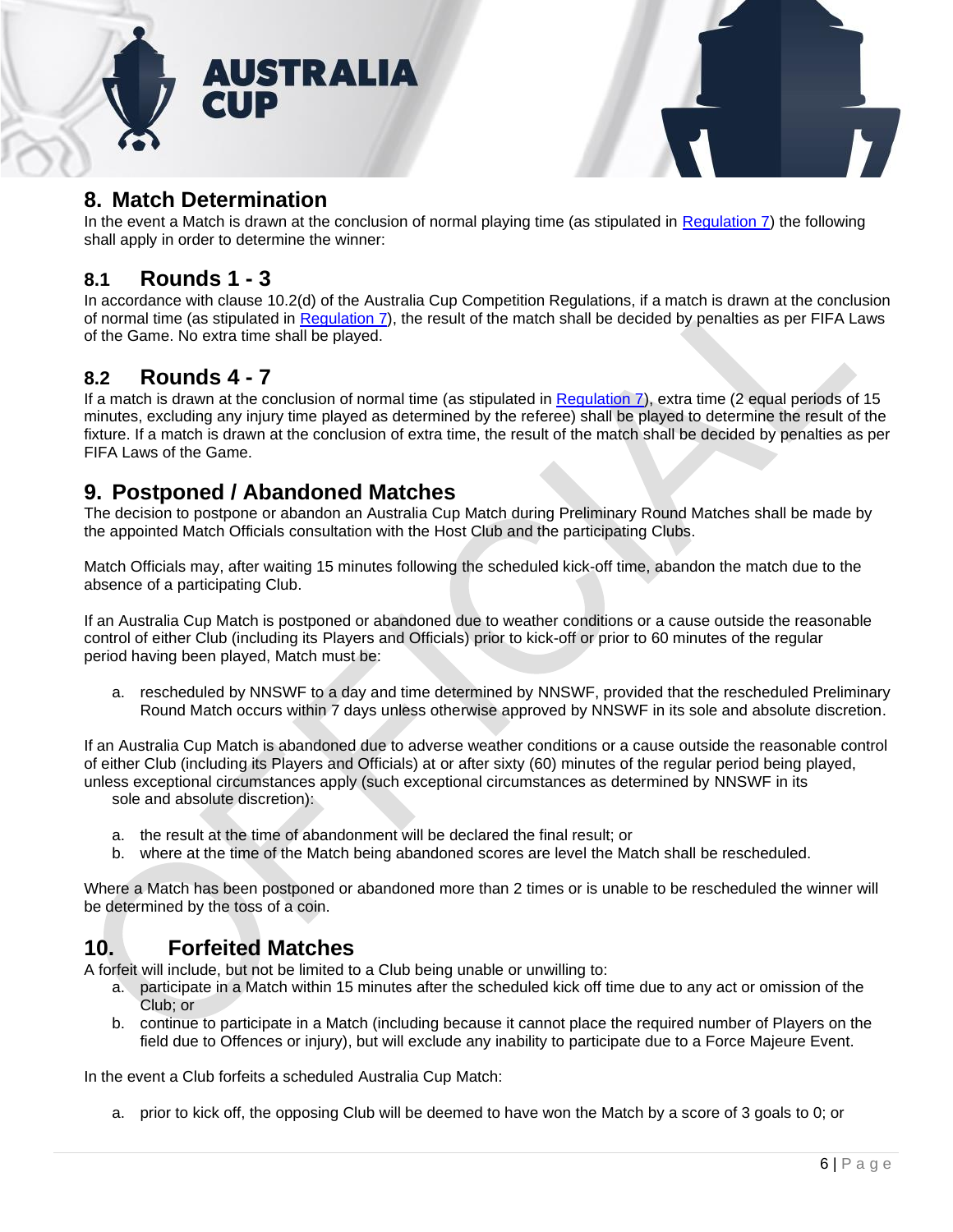## 8. Match Determination

In the event a Match is drawn at the conclusion of normal playing time (as stipulated in Regulation 7) the following shall apply in order to determine the winner:

### 8.1 Rounds 1 - 3

In accordance with clause 10.2(d) of the Australia Cup Competition Regulations, if a match is drawn at the conclusion of normal time (as stipulated in Regulation 7), the result of the match shall be decided by penalties as per FIFA Laws of the Game. No extra time shall be played.

### 8.2 Rounds 4 - 7

If a match is drawn at the conclusion of normal time (as stipulated in Regulation 7), extra time (2 equal periods of 15 minutes, excluding any injury time played as determined by the referee) shall be played to determine the result of the fixture. If a match is drawn at the conclusion of extra time, the result of the match shall be decided by penalties as per FIFA Laws of the Game.

## 9. Postponed / Abandoned Matches

The decision to postpone or abandon an Australia Cup Match during Preliminary Round Matches shall be made by the appointed Match Officials consultation with the Host Club and the participating Clubs.

Match Officials may, after waiting 15 minutes following the scheduled kick-off time, abandon the match due to the absence of a participating Club.

If an Australia Cup Match is postponed or abandoned due to weather conditions or a cause outside the reasonable control of either Club (including its Players and Officials) prior to kick-off or prior to 60 minutes of the regular period having been played, Match must be:

a. rescheduled by NNSWF to a day and time determined by NNSWF, provided that the rescheduled Preliminary Round Match occurs within 7 days unless otherwise approved by NNSWF in its sole and absolute discretion.

If an Australia Cup Match is abandoned due to adverse weather conditions or a cause outside the reasonable control of either Club (including its Players and Officials) at or after sixty (60) minutes of the regular period being played, unless exceptional circumstances apply (such exceptional circumstances as determined by NNSWF in its sole and absolute discretion):

a. the result at the time of abandonment will be declared the final result; or
b. where at the time of the Match being abandoned scores are level the Match shall be rescheduled.

Where a Match has been postponed or abandoned more than 2 times or is unable to be rescheduled the winner will be determined by the toss of a coin.

## 10. Forfeited Matches

A forfeit will include, but not be limited to a Club being unable or unwilling to:

a. participate in a Match within 15 minutes after the scheduled kick off time due to any act or omission of the Club; or
b. continue to participate in a Match (including because it cannot place the required number of Players on the field due to Offences or injury), but will exclude any inability to participate due to a Force Majeure Event.

In the event a Club forfeits a scheduled Australia Cup Match:

a. prior to kick off, the opposing Club will be deemed to have won the Match by a score of 3 goals to 0; or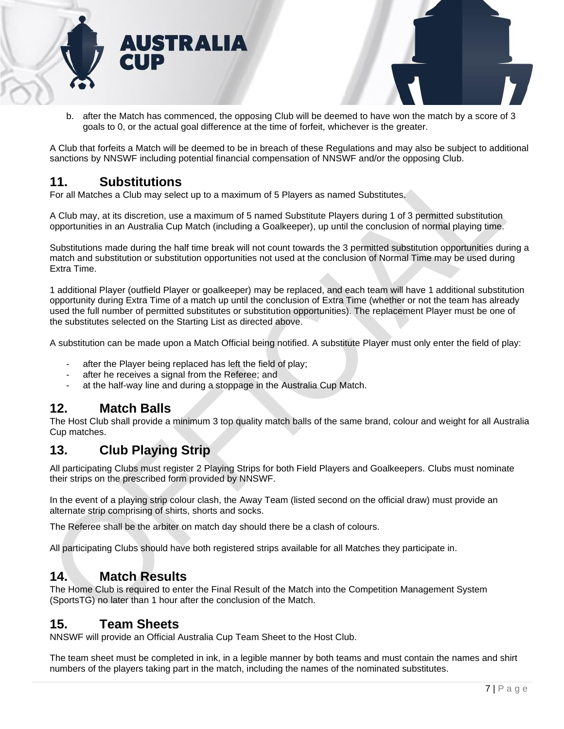b. after the Match has commenced, the opposing Club will be deemed to have won the match by a score of 3 goals to 0, or the actual goal difference at the time of forfeit, whichever is the greater.

A Club that forfeits a Match will be deemed to be in breach of these Regulations and may also be subject to additional sanctions by NNSWF including potential financial compensation of NNSWF and/or the opposing Club.

## 11. Substitutions

For all Matches a Club may select up to a maximum of 5 Players as named Substitutes.

A Club may, at its discretion, use a maximum of 5 named Substitute Players during 1 of 3 permitted substitution opportunities in an Australia Cup Match (including a Goalkeeper), up until the conclusion of normal playing time.

Substitutions made during the half time break will not count towards the 3 permitted substitution opportunities during a match and substitution or substitution opportunities not used at the conclusion of Normal Time may be used during Extra Time.

1 additional Player (outfield Player or goalkeeper) may be replaced, and each team will have 1 additional substitution opportunity during Extra Time of a match up until the conclusion of Extra Time (whether or not the team has already used the full number of permitted substitutes or substitution opportunities). The replacement Player must be one of the substitutes selected on the Starting List as directed above.

A substitution can be made upon a Match Official being notified. A substitute Player must only enter the field of play:

- after the Player being replaced has left the field of play;
- after he receives a signal from the Referee; and
- at the half-way line and during a stoppage in the Australia Cup Match.

## 12. Match Balls

The Host Club shall provide a minimum 3 top quality match balls of the same brand, colour and weight for all Australia Cup matches.

## 13. Club Playing Strip

All participating Clubs must register 2 Playing Strips for both Field Players and Goalkeepers. Clubs must nominate their strips on the prescribed form provided by NNSWF.

In the event of a playing strip colour clash, the Away Team (listed second on the official draw) must provide an alternate strip comprising of shirts, shorts and socks.

The Referee shall be the arbiter on match day should there be a clash of colours.

All participating Clubs should have both registered strips available for all Matches they participate in.

## 14. Match Results

The Home Club is required to enter the Final Result of the Match into the Competition Management System (SportsTG) no later than 1 hour after the conclusion of the Match.

## 15. Team Sheets

NNSWF will provide an Official Australia Cup Team Sheet to the Host Club.

The team sheet must be completed in ink, in a legible manner by both teams and must contain the names and shirt numbers of the players taking part in the match, including the names of the nominated substitutes.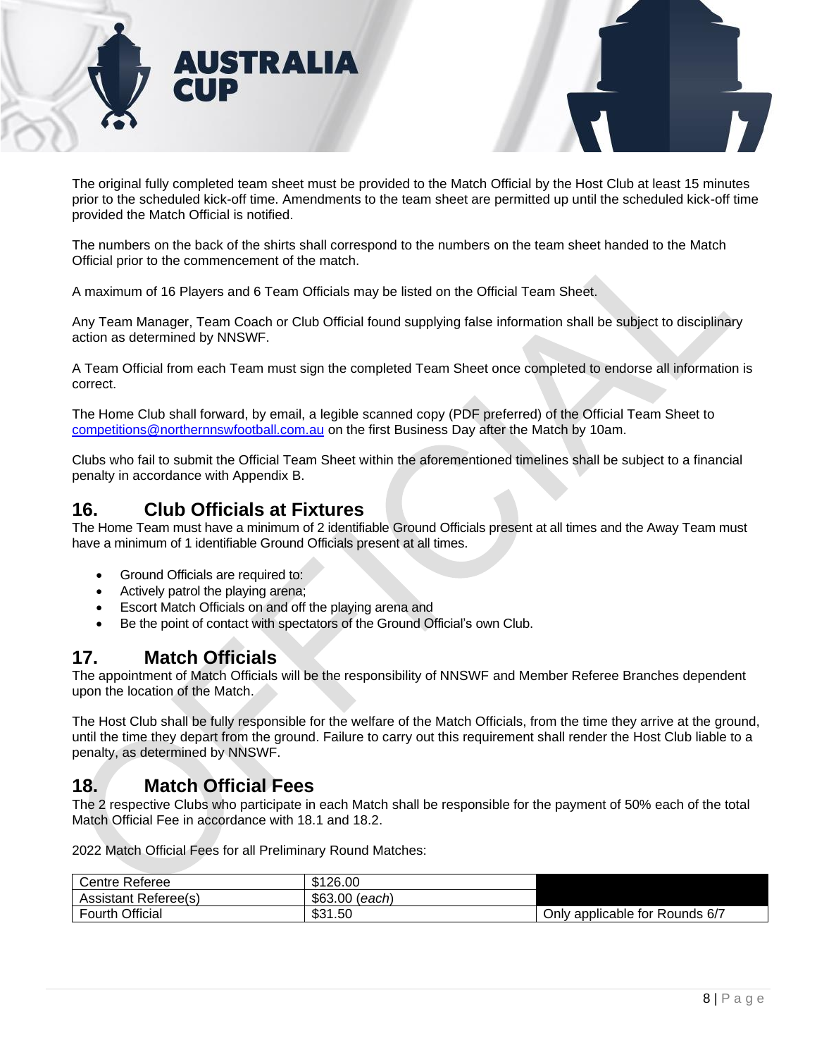The original fully completed team sheet must be provided to the Match Official by the Host Club at least 15 minutes prior to the scheduled kick-off time. Amendments to the team sheet are permitted up until the scheduled kick-off time provided the Match Official is notified.

The numbers on the back of the shirts shall correspond to the numbers on the team sheet handed to the Match Official prior to the commencement of the match.

A maximum of 16 Players and 6 Team Officials may be listed on the Official Team Sheet.

Any Team Manager, Team Coach or Club Official found supplying false information shall be subject to disciplinary action as determined by NNSWF.

A Team Official from each Team must sign the completed Team Sheet once completed to endorse all information is correct.

The Home Club shall forward, by email, a legible scanned copy (PDF preferred) of the Official Team Sheet to competitions@northernnswfootball.com.au on the first Business Day after the Match by 10am.

Clubs who fail to submit the Official Team Sheet within the aforementioned timelines shall be subject to a financial penalty in accordance with Appendix B.

## 16. Club Officials at Fixtures

The Home Team must have a minimum of 2 identifiable Ground Officials present at all times and the Away Team must have a minimum of 1 identifiable Ground Officials present at all times.

- Ground Officials are required to:
- Actively patrol the playing arena;
- Escort Match Officials on and off the playing arena and
- Be the point of contact with spectators of the Ground Official's own Club.

## 17. Match Officials

The appointment of Match Officials will be the responsibility of NNSWF and Member Referee Branches dependent upon the location of the Match.

The Host Club shall be fully responsible for the welfare of the Match Officials, from the time they arrive at the ground, until the time they depart from the ground. Failure to carry out this requirement shall render the Host Club liable to a penalty, as determined by NNSWF.

## 18. Match Official Fees

The 2 respective Clubs who participate in each Match shall be responsible for the payment of 50% each of the total Match Official Fee in accordance with 18.1 and 18.2.

2022 Match Official Fees for all Preliminary Round Matches:

| Centre Referee | $126.00 | |
|---|---|---|
| Assistant Referee(s) | $63.00 (*each*) | |
| Fourth Official | $31.50 | Only applicable for Rounds 6/7 |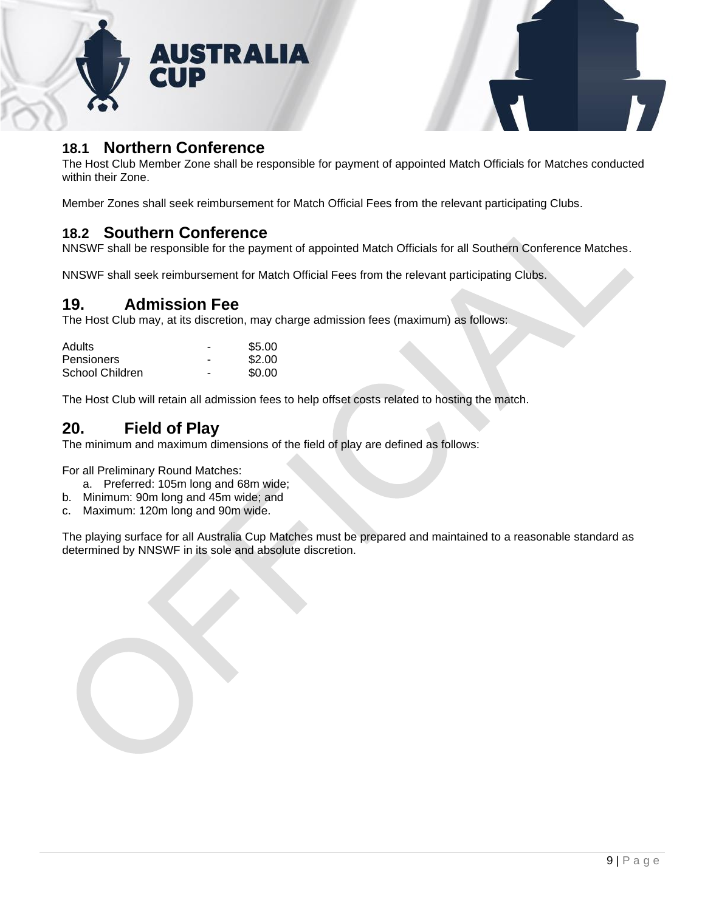## 18.1 Northern Conference

The Host Club Member Zone shall be responsible for payment of appointed Match Officials for Matches conducted within their Zone.

Member Zones shall seek reimbursement for Match Official Fees from the relevant participating Clubs.

## 18.2 Southern Conference

NNSWF shall be responsible for the payment of appointed Match Officials for all Southern Conference Matches.

NNSWF shall seek reimbursement for Match Official Fees from the relevant participating Clubs.

# 19. Admission Fee

The Host Club may, at its discretion, may charge admission fees (maximum) as follows:

| | | |
|---|---|---|
| Adults | - | $5.00 |
| Pensioners | - | $2.00 |
| School Children | - | $0.00 |

The Host Club will retain all admission fees to help offset costs related to hosting the match.

# 20. Field of Play

The minimum and maximum dimensions of the field of play are defined as follows:

For all Preliminary Round Matches:

a. Preferred: 105m long and 68m wide;
b. Minimum: 90m long and 45m wide; and
c. Maximum: 120m long and 90m wide.

The playing surface for all Australia Cup Matches must be prepared and maintained to a reasonable standard as determined by NNSWF in its sole and absolute discretion.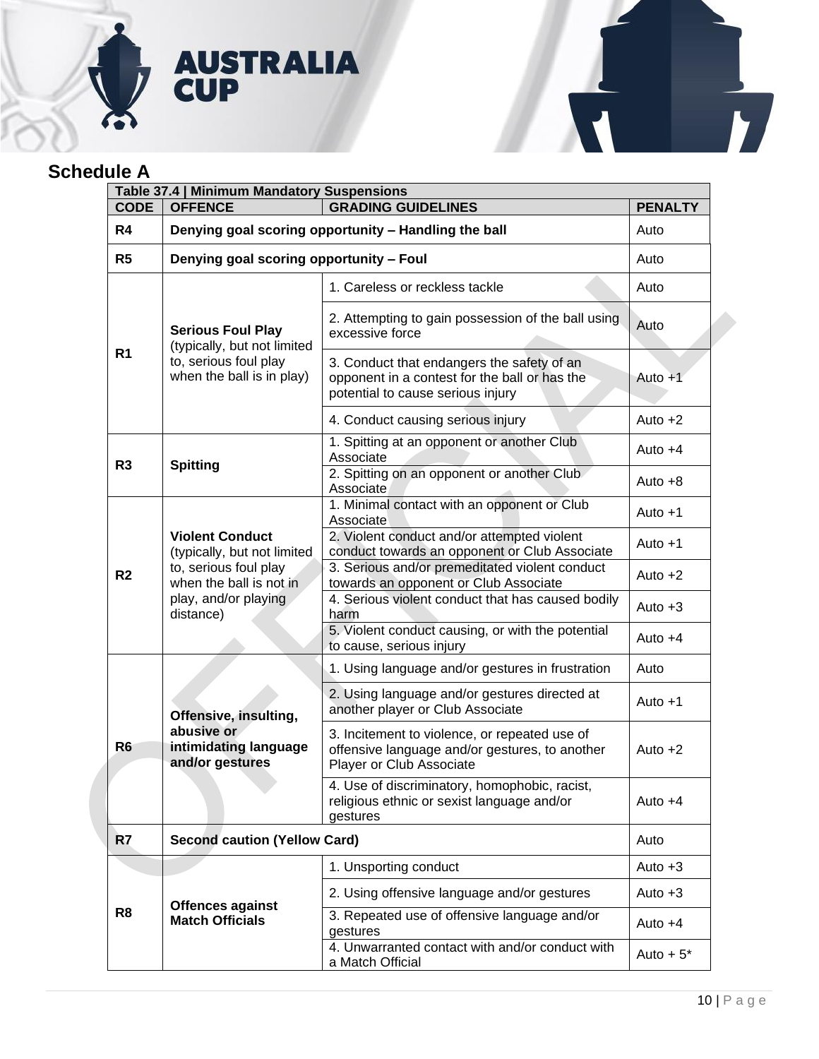## Schedule A

| Table 37.4 \| Minimum Mandatory Suspensions | | | |
|---|---|---|---|
| **CODE** | **OFFENCE** | **GRADING GUIDELINES** | **PENALTY** |
| **R4** | **Denying goal scoring opportunity – Handling the ball** | | Auto |
| **R5** | **Denying goal scoring opportunity – Foul** | | Auto |
| **R1** | **Serious Foul Play** (typically, but not limited to, serious foul play when the ball is in play) | 1. Careless or reckless tackle | Auto |
| | | 2. Attempting to gain possession of the ball using excessive force | Auto |
| | | 3. Conduct that endangers the safety of an opponent in a contest for the ball or has the potential to cause serious injury | Auto +1 |
| | | 4. Conduct causing serious injury | Auto +2 |
| **R3** | **Spitting** | 1. Spitting at an opponent or another Club Associate | Auto +4 |
| | | 2. Spitting on an opponent or another Club Associate | Auto +8 |
| **R2** | **Violent Conduct** (typically, but not limited to, serious foul play when the ball is not in play, and/or playing distance) | 1. Minimal contact with an opponent or Club Associate | Auto +1 |
| | | 2. Violent conduct and/or attempted violent conduct towards an opponent or Club Associate | Auto +1 |
| | | 3. Serious and/or premeditated violent conduct towards an opponent or Club Associate | Auto +2 |
| | | 4. Serious violent conduct that has caused bodily harm | Auto +3 |
| | | 5. Violent conduct causing, or with the potential to cause, serious injury | Auto +4 |
| **R6** | **Offensive, insulting, abusive or intimidating language and/or gestures** | 1. Using language and/or gestures in frustration | Auto |
| | | 2. Using language and/or gestures directed at another player or Club Associate | Auto +1 |
| | | 3. Incitement to violence, or repeated use of offensive language and/or gestures, to another Player or Club Associate | Auto +2 |
| | | 4. Use of discriminatory, homophobic, racist, religious ethnic or sexist language and/or gestures | Auto +4 |
| **R7** | **Second caution (Yellow Card)** | | Auto |
| **R8** | **Offences against Match Officials** | 1. Unsporting conduct | Auto +3 |
| | | 2. Using offensive language and/or gestures | Auto +3 |
| | | 3. Repeated use of offensive language and/or gestures | Auto +4 |
| | | 4. Unwarranted contact with and/or conduct with a Match Official | Auto + 5* |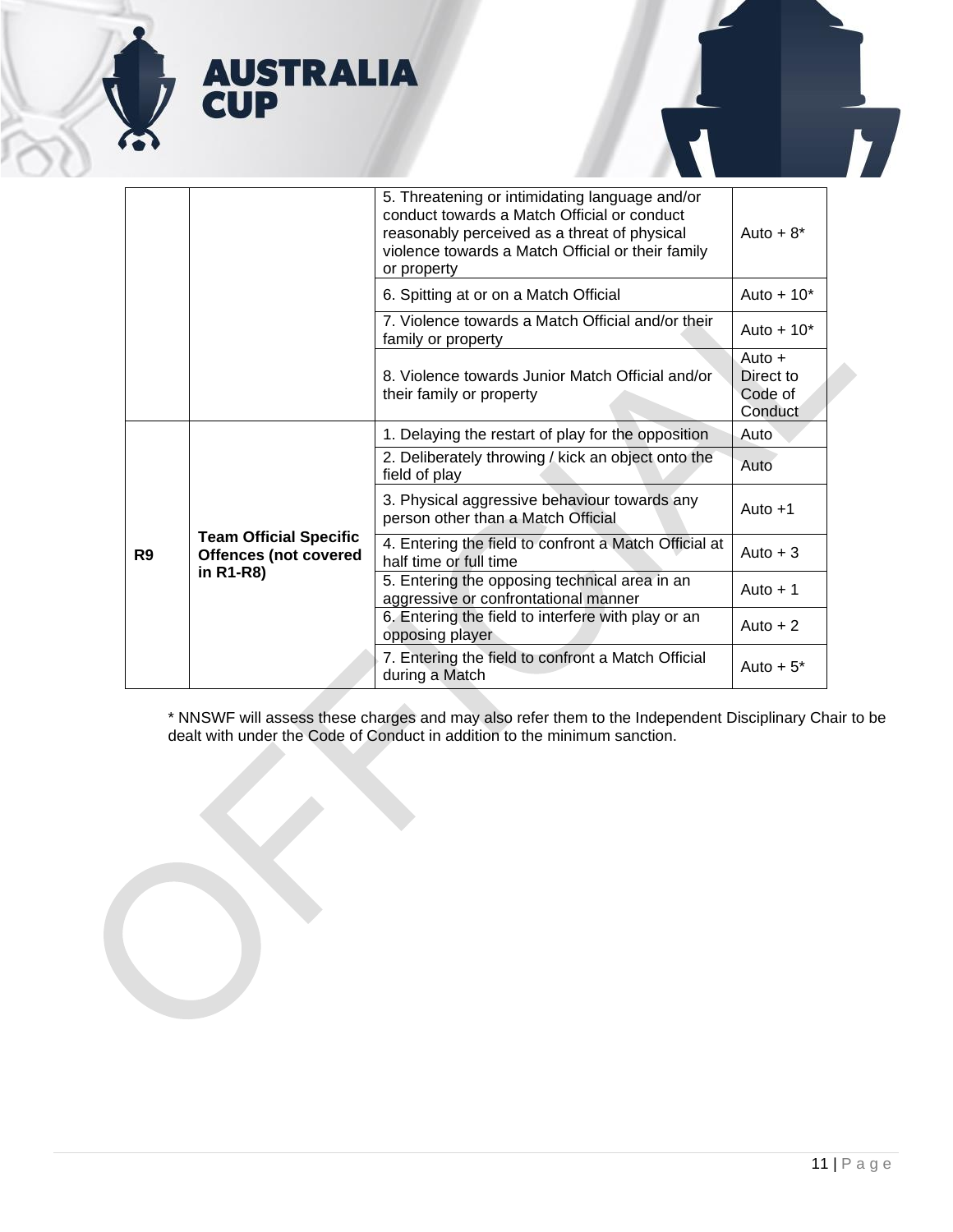| | | | |
|---|---|---|---|
| | | 5. Threatening or intimidating language and/or conduct towards a Match Official or conduct reasonably perceived as a threat of physical violence towards a Match Official or their family or property | Auto + 8* |
| | | 6. Spitting at or on a Match Official | Auto + 10* |
| | | 7. Violence towards a Match Official and/or their family or property | Auto + 10* |
| | | 8. Violence towards Junior Match Official and/or their family or property | Auto + Direct to Code of Conduct |
| **R9** | **Team Official Specific Offences (not covered in R1-R8)** | 1. Delaying the restart of play for the opposition | Auto |
| | | 2. Deliberately throwing / kick an object onto the field of play | Auto |
| | | 3. Physical aggressive behaviour towards any person other than a Match Official | Auto +1 |
| | | 4. Entering the field to confront a Match Official at half time or full time | Auto + 3 |
| | | 5. Entering the opposing technical area in an aggressive or confrontational manner | Auto + 1 |
| | | 6. Entering the field to interfere with play or an opposing player | Auto + 2 |
| | | 7. Entering the field to confront a Match Official during a Match | Auto + 5* |

* NNSWF will assess these charges and may also refer them to the Independent Disciplinary Chair to be dealt with under the Code of Conduct in addition to the minimum sanction.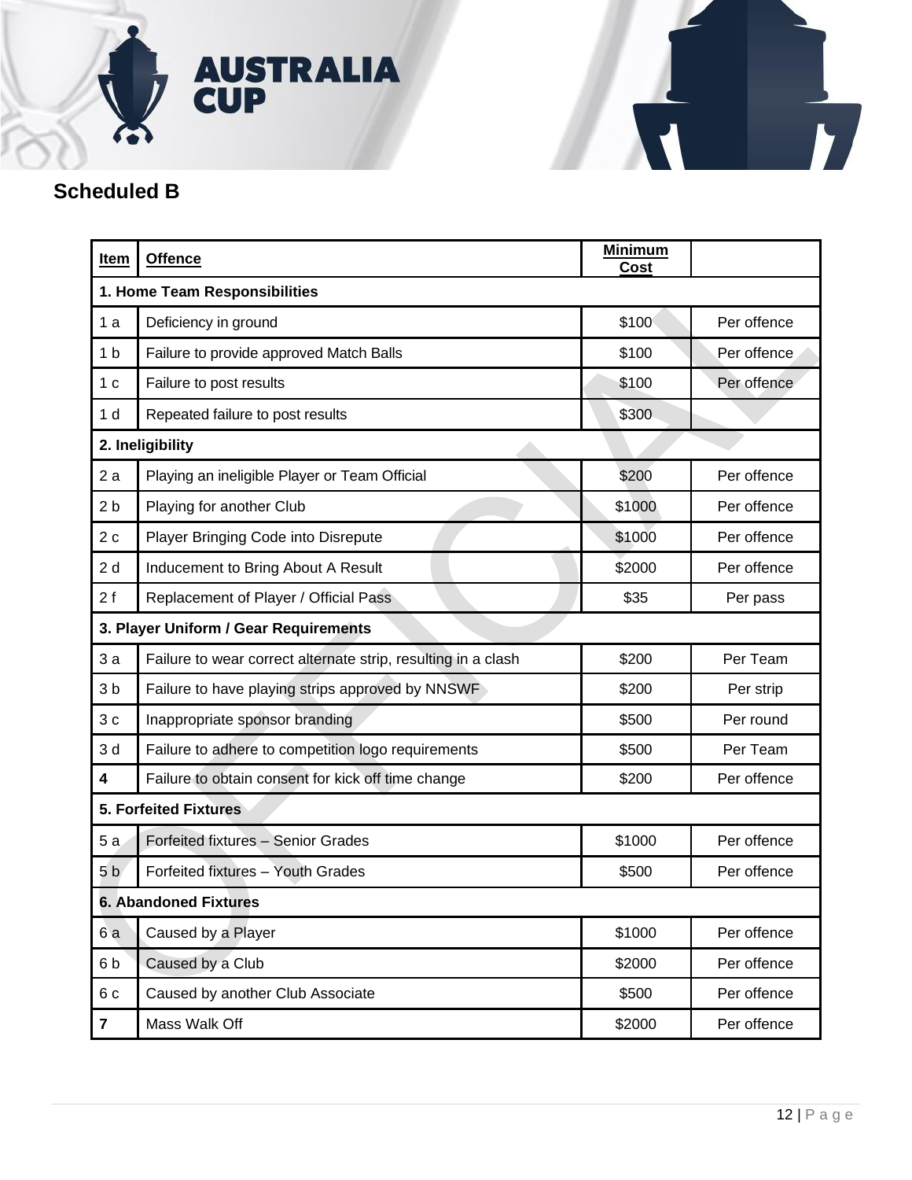## Scheduled B

| Item | Offence | Minimum Cost | |
|---|---|---|---|
| **1. Home Team Responsibilities** | | | |
| 1 a | Deficiency in ground | $100 | Per offence |
| 1 b | Failure to provide approved Match Balls | $100 | Per offence |
| 1 c | Failure to post results | $100 | Per offence |
| 1 d | Repeated failure to post results | $300 | |
| **2. Ineligibility** | | | |
| 2 a | Playing an ineligible Player or Team Official | $200 | Per offence |
| 2 b | Playing for another Club | $1000 | Per offence |
| 2 c | Player Bringing Code into Disrepute | $1000 | Per offence |
| 2 d | Inducement to Bring About A Result | $2000 | Per offence |
| 2 f | Replacement of Player / Official Pass | $35 | Per pass |
| **3. Player Uniform / Gear Requirements** | | | |
| 3 a | Failure to wear correct alternate strip, resulting in a clash | $200 | Per Team |
| 3 b | Failure to have playing strips approved by NNSWF | $200 | Per strip |
| 3 c | Inappropriate sponsor branding | $500 | Per round |
| 3 d | Failure to adhere to competition logo requirements | $500 | Per Team |
| **4** | Failure to obtain consent for kick off time change | $200 | Per offence |
| **5. Forfeited Fixtures** | | | |
| 5 a | Forfeited fixtures – Senior Grades | $1000 | Per offence |
| 5 b | Forfeited fixtures – Youth Grades | $500 | Per offence |
| **6. Abandoned Fixtures** | | | |
| 6 a | Caused by a Player | $1000 | Per offence |
| 6 b | Caused by a Club | $2000 | Per offence |
| 6 c | Caused by another Club Associate | $500 | Per offence |
| **7** | Mass Walk Off | $2000 | Per offence |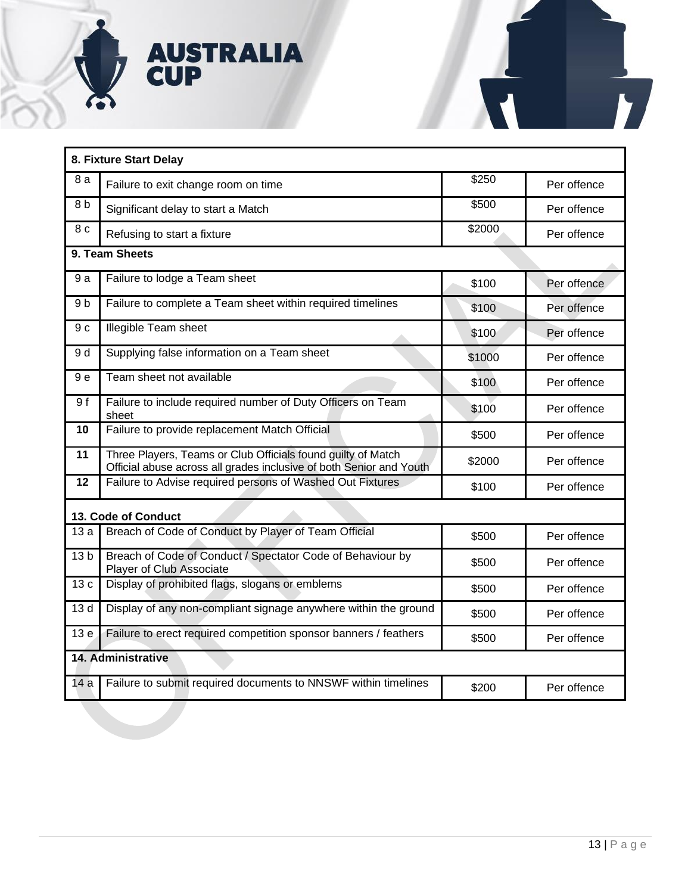| **8. Fixture Start Delay** | | | |
|---|---|---|---|
| 8 a | Failure to exit change room on time | $250 | Per offence |
| 8 b | Significant delay to start a Match | $500 | Per offence |
| 8 c | Refusing to start a fixture | $2000 | Per offence |
| **9. Team Sheets** | | | |
| 9 a | Failure to lodge a Team sheet | $100 | Per offence |
| 9 b | Failure to complete a Team sheet within required timelines | $100 | Per offence |
| 9 c | Illegible Team sheet | $100 | Per offence |
| 9 d | Supplying false information on a Team sheet | $1000 | Per offence |
| 9 e | Team sheet not available | $100 | Per offence |
| 9 f | Failure to include required number of Duty Officers on Team sheet | $100 | Per offence |
| **10** | Failure to provide replacement Match Official | $500 | Per offence |
| **11** | Three Players, Teams or Club Officials found guilty of Match Official abuse across all grades inclusive of both Senior and Youth | $2000 | Per offence |
| **12** | Failure to Advise required persons of Washed Out Fixtures | $100 | Per offence |
| **13. Code of Conduct** | | | |
| 13 a | Breach of Code of Conduct by Player of Team Official | $500 | Per offence |
| 13 b | Breach of Code of Conduct / Spectator Code of Behaviour by Player of Club Associate | $500 | Per offence |
| 13 c | Display of prohibited flags, slogans or emblems | $500 | Per offence |
| 13 d | Display of any non-compliant signage anywhere within the ground | $500 | Per offence |
| 13 e | Failure to erect required competition sponsor banners / feathers | $500 | Per offence |
| **14. Administrative** | | | |
| 14 a | Failure to submit required documents to NNSWF within timelines | $200 | Per offence |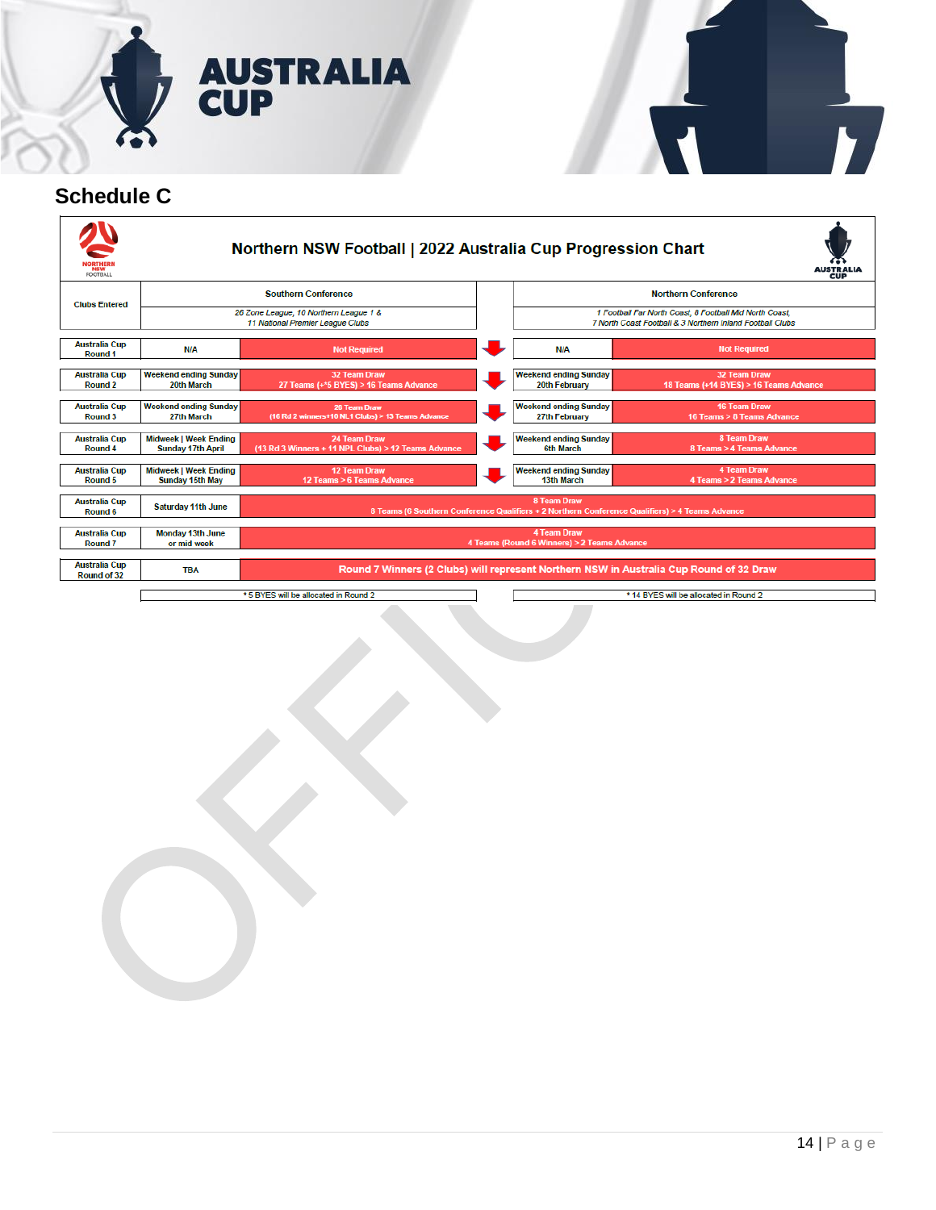## Schedule C

**Northern NSW Football | 2022 Australia Cup Progression Chart**

| | | Southern Conference | | Northern Conference |
|---|---|---|---|---|
| Clubs Entered | | *26 Zone League, 10 Northern League 1 & 11 National Premier League Clubs* | | *1 Football Far North Coast, 8 Football Mid North Coast, 7 North Coast Football & 3 Northern Inland Football Clubs* |
| Australia Cup Round 1 | N/A | Not Required | N/A | Not Required |
| Australia Cup Round 2 | Weekend ending Sunday 20th March | 32 Team Draw<br>27 Teams (+*5 BYES) > 16 Teams Advance | Weekend ending Sunday 20th February | 32 Team Draw<br>18 Teams (+14 BYES) > 16 Teams Advance |
| Australia Cup Round 3 | Weekend ending Sunday 27th March | 26 Team Draw<br>(16 Rd 2 winners+10 NL1 Clubs) > 13 Teams Advance | Weekend ending Sunday 27th February | 16 Team Draw<br>16 Teams > 8 Teams Advance |
| Australia Cup Round 4 | Midweek \| Week Ending Sunday 17th April | 24 Team Draw<br>(13 Rd 3 Winners + 11 NPL Clubs) > 12 Teams Advance | Weekend ending Sunday 6th March | 8 Team Draw<br>8 Teams > 4 Teams Advance |
| Australia Cup Round 5 | Midweek \| Week Ending Sunday 15th May | 12 Team Draw<br>12 Teams > 6 Teams Advance | Weekend ending Sunday 13th March | 4 Team Draw<br>4 Teams > 2 Teams Advance |
| Australia Cup Round 6 | Saturday 11th June | 8 Team Draw<br>8 Teams (6 Southern Conference Qualifiers + 2 Northern Conference Qualifiers) > 4 Teams Advance | | |
| Australia Cup Round 7 | Monday 13th June or mid week | 4 Team Draw<br>4 Teams (Round 6 Winners) > 2 Teams Advance | | |
| Australia Cup Round of 32 | TBA | **Round 7 Winners (2 Clubs) will represent Northern NSW in Australia Cup Round of 32 Draw** | | |
| | | * 5 BYES will be allocated in Round 2 | | * 14 BYES will be allocated in Round 2 |